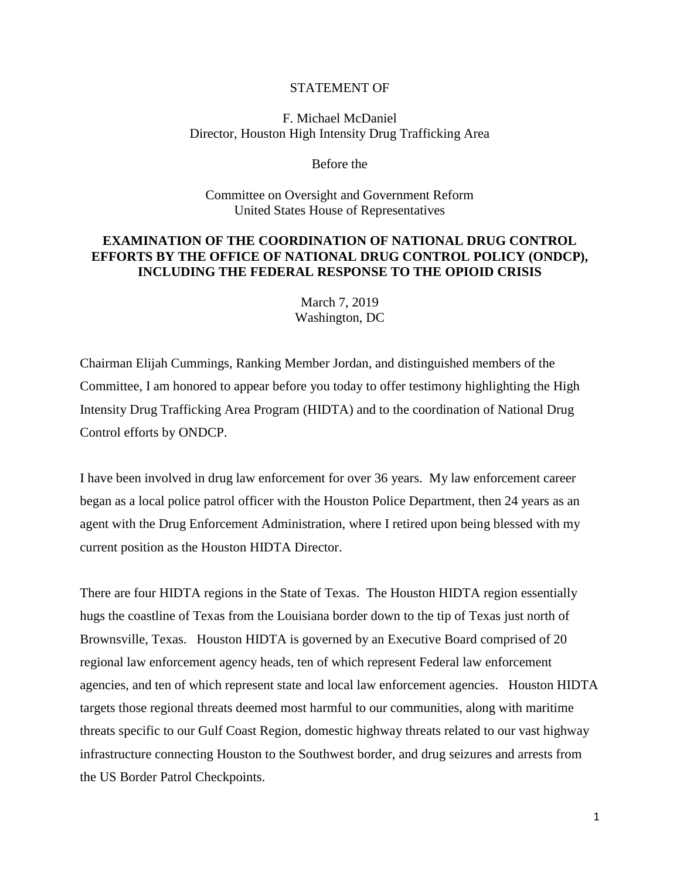STATEMENT OF

F. Michael McDaniel
Director, Houston High Intensity Drug Trafficking Area

Before the

Committee on Oversight and Government Reform
United States House of Representatives

**EXAMINATION OF THE COORDINATION OF NATIONAL DRUG CONTROL EFFORTS BY THE OFFICE OF NATIONAL DRUG CONTROL POLICY (ONDCP), INCLUDING THE FEDERAL RESPONSE TO THE OPIOID CRISIS**

March 7, 2019
Washington, DC

Chairman Elijah Cummings, Ranking Member Jordan, and distinguished members of the Committee, I am honored to appear before you today to offer testimony highlighting the High Intensity Drug Trafficking Area Program (HIDTA) and to the coordination of National Drug Control efforts by ONDCP.

I have been involved in drug law enforcement for over 36 years. My law enforcement career began as a local police patrol officer with the Houston Police Department, then 24 years as an agent with the Drug Enforcement Administration, where I retired upon being blessed with my current position as the Houston HIDTA Director.

There are four HIDTA regions in the State of Texas. The Houston HIDTA region essentially hugs the coastline of Texas from the Louisiana border down to the tip of Texas just north of Brownsville, Texas. Houston HIDTA is governed by an Executive Board comprised of 20 regional law enforcement agency heads, ten of which represent Federal law enforcement agencies, and ten of which represent state and local law enforcement agencies. Houston HIDTA targets those regional threats deemed most harmful to our communities, along with maritime threats specific to our Gulf Coast Region, domestic highway threats related to our vast highway infrastructure connecting Houston to the Southwest border, and drug seizures and arrests from the US Border Patrol Checkpoints.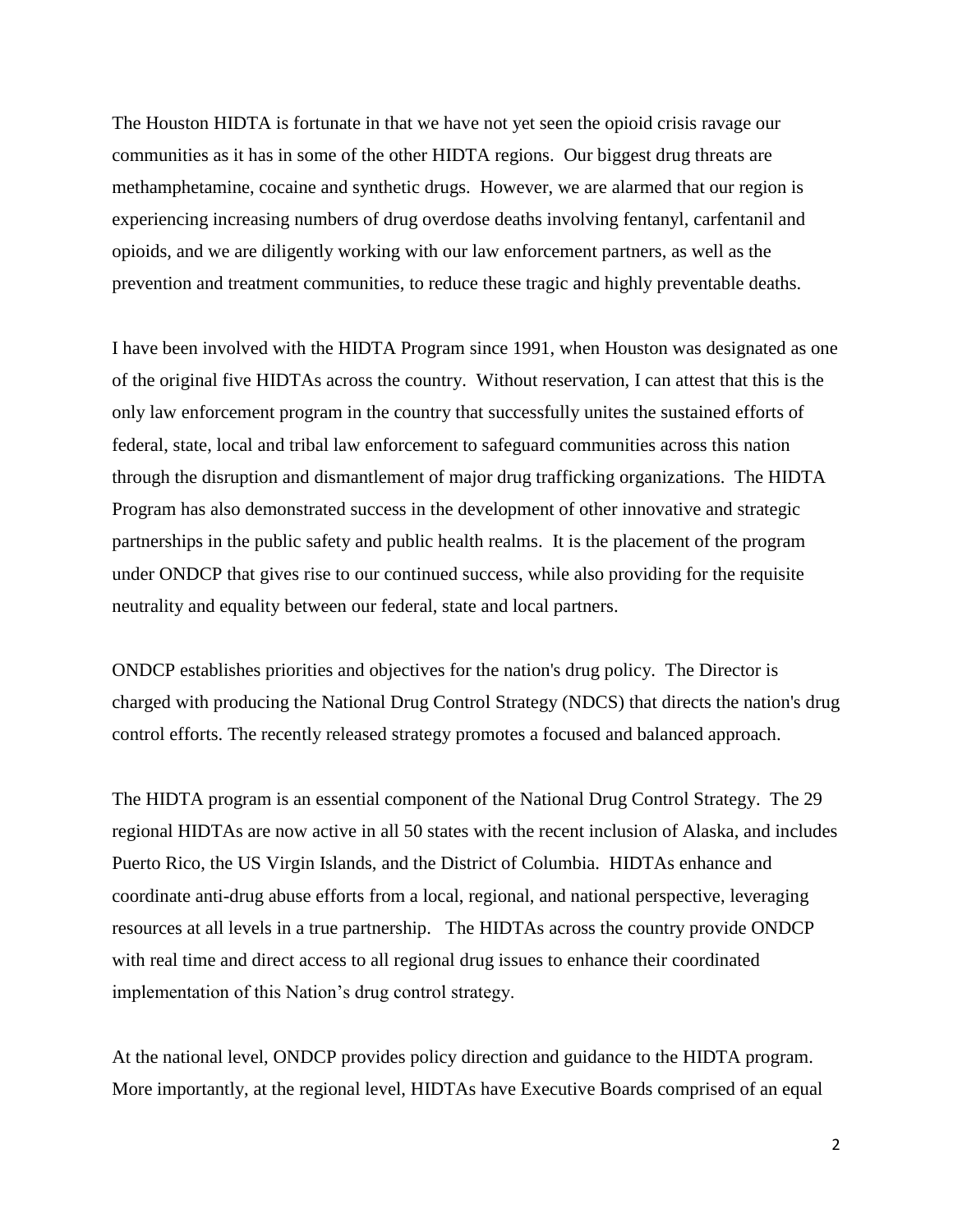The Houston HIDTA is fortunate in that we have not yet seen the opioid crisis ravage our communities as it has in some of the other HIDTA regions. Our biggest drug threats are methamphetamine, cocaine and synthetic drugs. However, we are alarmed that our region is experiencing increasing numbers of drug overdose deaths involving fentanyl, carfentanil and opioids, and we are diligently working with our law enforcement partners, as well as the prevention and treatment communities, to reduce these tragic and highly preventable deaths.

I have been involved with the HIDTA Program since 1991, when Houston was designated as one of the original five HIDTAs across the country. Without reservation, I can attest that this is the only law enforcement program in the country that successfully unites the sustained efforts of federal, state, local and tribal law enforcement to safeguard communities across this nation through the disruption and dismantlement of major drug trafficking organizations. The HIDTA Program has also demonstrated success in the development of other innovative and strategic partnerships in the public safety and public health realms. It is the placement of the program under ONDCP that gives rise to our continued success, while also providing for the requisite neutrality and equality between our federal, state and local partners.

ONDCP establishes priorities and objectives for the nation's drug policy. The Director is charged with producing the National Drug Control Strategy (NDCS) that directs the nation's drug control efforts. The recently released strategy promotes a focused and balanced approach.

The HIDTA program is an essential component of the National Drug Control Strategy. The 29 regional HIDTAs are now active in all 50 states with the recent inclusion of Alaska, and includes Puerto Rico, the US Virgin Islands, and the District of Columbia. HIDTAs enhance and coordinate anti-drug abuse efforts from a local, regional, and national perspective, leveraging resources at all levels in a true partnership. The HIDTAs across the country provide ONDCP with real time and direct access to all regional drug issues to enhance their coordinated implementation of this Nation's drug control strategy.

At the national level, ONDCP provides policy direction and guidance to the HIDTA program. More importantly, at the regional level, HIDTAs have Executive Boards comprised of an equal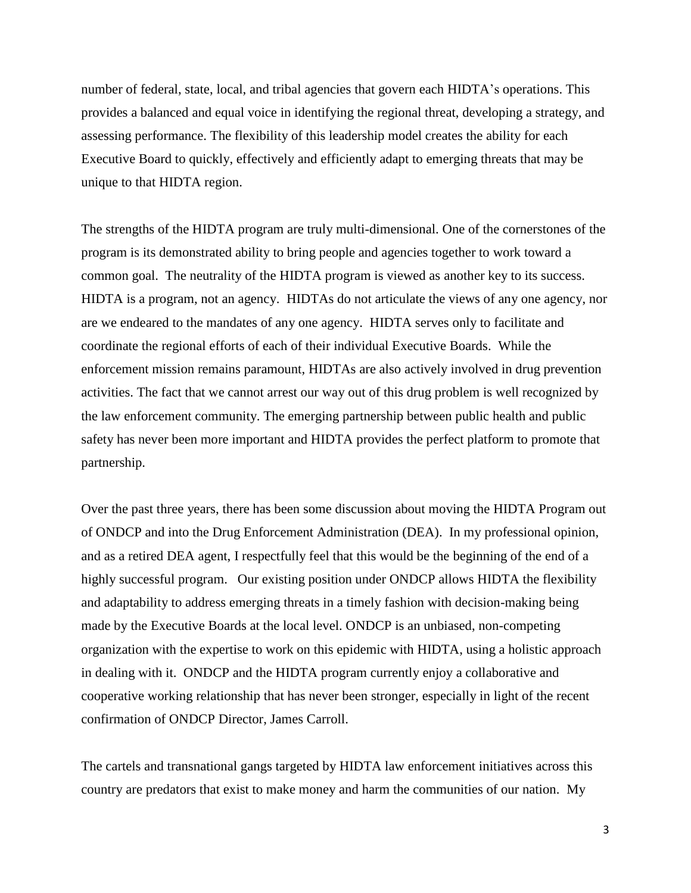number of federal, state, local, and tribal agencies that govern each HIDTA's operations. This provides a balanced and equal voice in identifying the regional threat, developing a strategy, and assessing performance. The flexibility of this leadership model creates the ability for each Executive Board to quickly, effectively and efficiently adapt to emerging threats that may be unique to that HIDTA region.

The strengths of the HIDTA program are truly multi-dimensional. One of the cornerstones of the program is its demonstrated ability to bring people and agencies together to work toward a common goal. The neutrality of the HIDTA program is viewed as another key to its success. HIDTA is a program, not an agency. HIDTAs do not articulate the views of any one agency, nor are we endeared to the mandates of any one agency. HIDTA serves only to facilitate and coordinate the regional efforts of each of their individual Executive Boards. While the enforcement mission remains paramount, HIDTAs are also actively involved in drug prevention activities. The fact that we cannot arrest our way out of this drug problem is well recognized by the law enforcement community. The emerging partnership between public health and public safety has never been more important and HIDTA provides the perfect platform to promote that partnership.

Over the past three years, there has been some discussion about moving the HIDTA Program out of ONDCP and into the Drug Enforcement Administration (DEA). In my professional opinion, and as a retired DEA agent, I respectfully feel that this would be the beginning of the end of a highly successful program. Our existing position under ONDCP allows HIDTA the flexibility and adaptability to address emerging threats in a timely fashion with decision-making being made by the Executive Boards at the local level. ONDCP is an unbiased, non-competing organization with the expertise to work on this epidemic with HIDTA, using a holistic approach in dealing with it. ONDCP and the HIDTA program currently enjoy a collaborative and cooperative working relationship that has never been stronger, especially in light of the recent confirmation of ONDCP Director, James Carroll.

The cartels and transnational gangs targeted by HIDTA law enforcement initiatives across this country are predators that exist to make money and harm the communities of our nation. My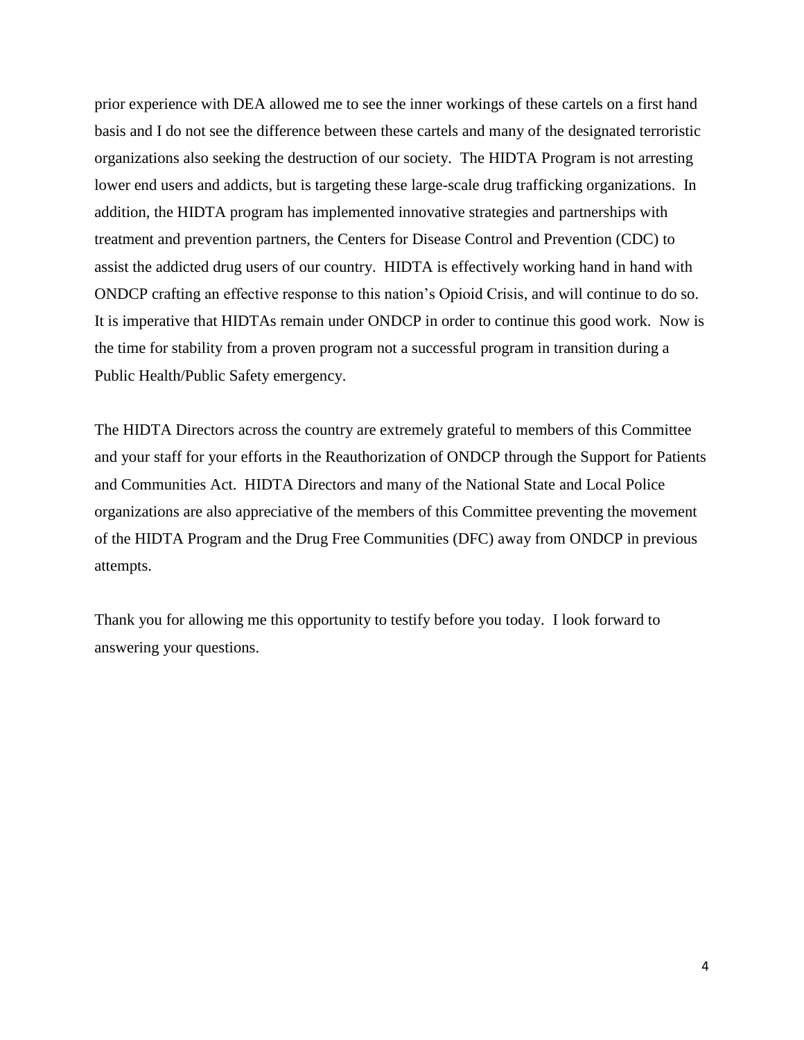prior experience with DEA allowed me to see the inner workings of these cartels on a first hand basis and I do not see the difference between these cartels and many of the designated terroristic organizations also seeking the destruction of our society. The HIDTA Program is not arresting lower end users and addicts, but is targeting these large-scale drug trafficking organizations. In addition, the HIDTA program has implemented innovative strategies and partnerships with treatment and prevention partners, the Centers for Disease Control and Prevention (CDC) to assist the addicted drug users of our country. HIDTA is effectively working hand in hand with ONDCP crafting an effective response to this nation's Opioid Crisis, and will continue to do so. It is imperative that HIDTAs remain under ONDCP in order to continue this good work. Now is the time for stability from a proven program not a successful program in transition during a Public Health/Public Safety emergency.

The HIDTA Directors across the country are extremely grateful to members of this Committee and your staff for your efforts in the Reauthorization of ONDCP through the Support for Patients and Communities Act. HIDTA Directors and many of the National State and Local Police organizations are also appreciative of the members of this Committee preventing the movement of the HIDTA Program and the Drug Free Communities (DFC) away from ONDCP in previous attempts.

Thank you for allowing me this opportunity to testify before you today. I look forward to answering your questions.